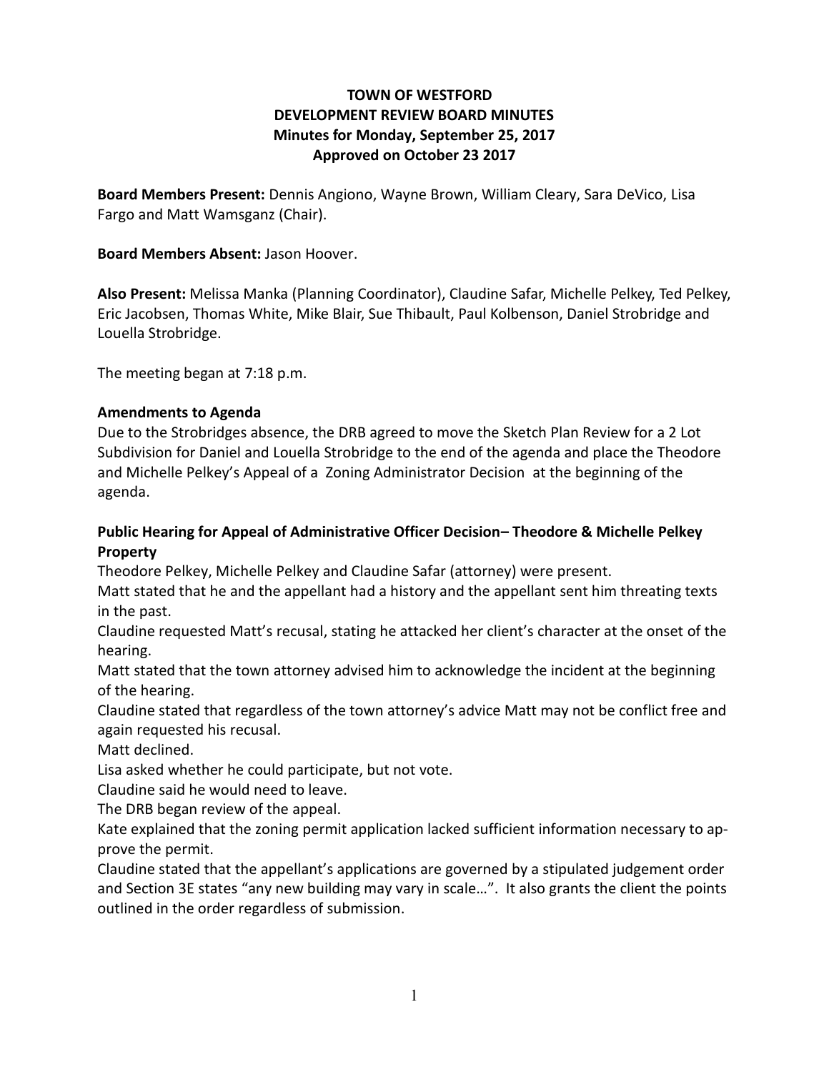# TOWN OF WESTFORD
## DEVELOPMENT REVIEW BOARD MINUTES
### Minutes for Monday, September 25, 2017
### Approved on October 23 2017

**Board Members Present:** Dennis Angiono, Wayne Brown, William Cleary, Sara DeVico, Lisa Fargo and Matt Wamsganz (Chair).

**Board Members Absent:** Jason Hoover.

**Also Present:** Melissa Manka (Planning Coordinator), Claudine Safar, Michelle Pelkey, Ted Pelkey, Eric Jacobsen, Thomas White, Mike Blair, Sue Thibault, Paul Kolbenson, Daniel Strobridge and Louella Strobridge.

The meeting began at 7:18 p.m.

**Amendments to Agenda**

Due to the Strobridges absence, the DRB agreed to move the Sketch Plan Review for a 2 Lot Subdivision for Daniel and Louella Strobridge to the end of the agenda and place the Theodore and Michelle Pelkey's Appeal of a Zoning Administrator Decision at the beginning of the agenda.

**Public Hearing for Appeal of Administrative Officer Decision– Theodore & Michelle Pelkey Property**

Theodore Pelkey, Michelle Pelkey and Claudine Safar (attorney) were present.

Matt stated that he and the appellant had a history and the appellant sent him threating texts in the past.

Claudine requested Matt's recusal, stating he attacked her client's character at the onset of the hearing.

Matt stated that the town attorney advised him to acknowledge the incident at the beginning of the hearing.

Claudine stated that regardless of the town attorney's advice Matt may not be conflict free and again requested his recusal.

Matt declined.

Lisa asked whether he could participate, but not vote.

Claudine said he would need to leave.

The DRB began review of the appeal.

Kate explained that the zoning permit application lacked sufficient information necessary to approve the permit.

Claudine stated that the appellant's applications are governed by a stipulated judgement order and Section 3E states "any new building may vary in scale…". It also grants the client the points outlined in the order regardless of submission.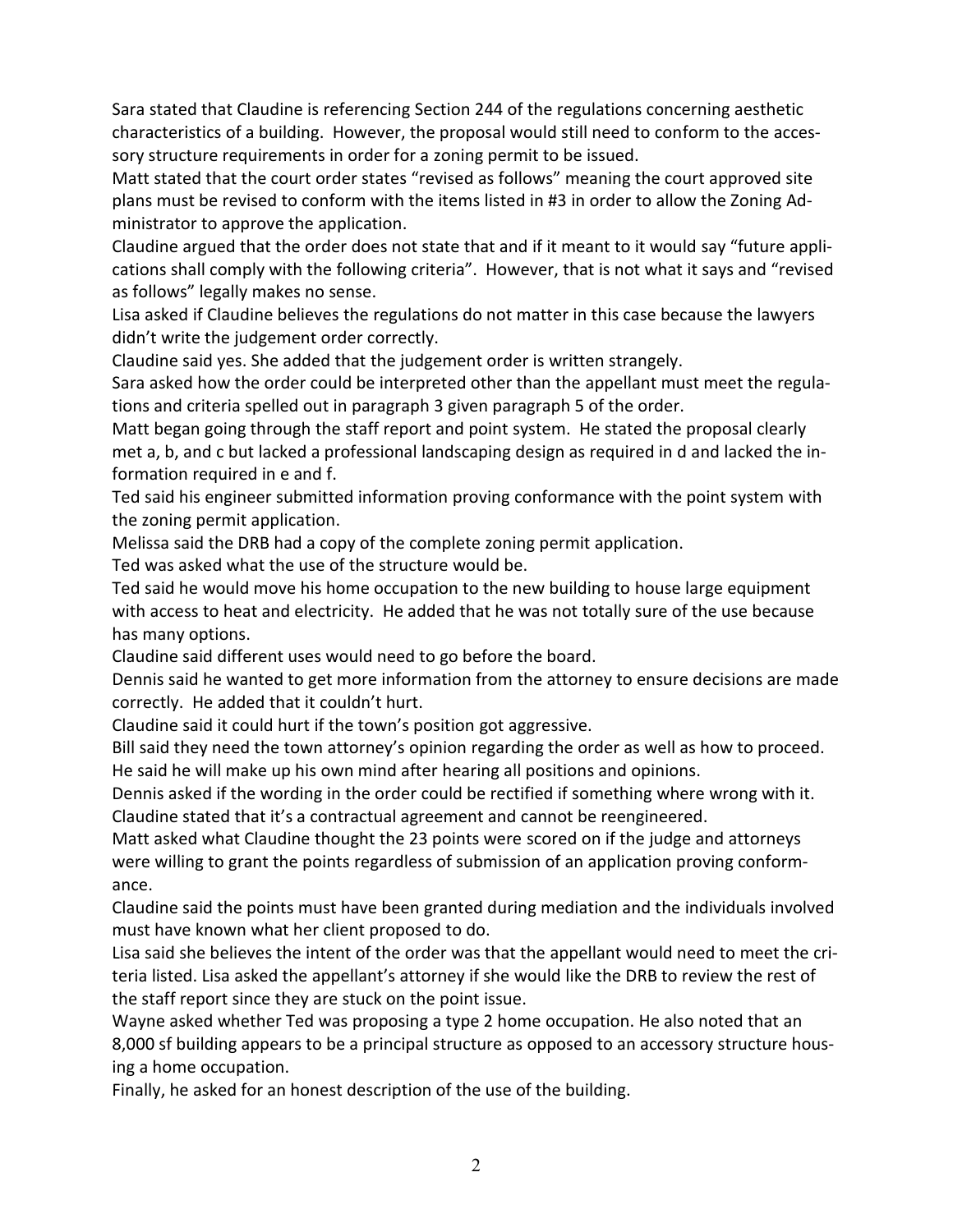Sara stated that Claudine is referencing Section 244 of the regulations concerning aesthetic characteristics of a building. However, the proposal would still need to conform to the accessory structure requirements in order for a zoning permit to be issued.

Matt stated that the court order states "revised as follows" meaning the court approved site plans must be revised to conform with the items listed in #3 in order to allow the Zoning Administrator to approve the application.

Claudine argued that the order does not state that and if it meant to it would say "future applications shall comply with the following criteria". However, that is not what it says and "revised as follows" legally makes no sense.

Lisa asked if Claudine believes the regulations do not matter in this case because the lawyers didn't write the judgement order correctly.

Claudine said yes. She added that the judgement order is written strangely.

Sara asked how the order could be interpreted other than the appellant must meet the regulations and criteria spelled out in paragraph 3 given paragraph 5 of the order.

Matt began going through the staff report and point system. He stated the proposal clearly met a, b, and c but lacked a professional landscaping design as required in d and lacked the information required in e and f.

Ted said his engineer submitted information proving conformance with the point system with the zoning permit application.

Melissa said the DRB had a copy of the complete zoning permit application.

Ted was asked what the use of the structure would be.

Ted said he would move his home occupation to the new building to house large equipment with access to heat and electricity. He added that he was not totally sure of the use because has many options.

Claudine said different uses would need to go before the board.

Dennis said he wanted to get more information from the attorney to ensure decisions are made correctly. He added that it couldn't hurt.

Claudine said it could hurt if the town's position got aggressive.

Bill said they need the town attorney's opinion regarding the order as well as how to proceed. He said he will make up his own mind after hearing all positions and opinions.

Dennis asked if the wording in the order could be rectified if something where wrong with it.

Claudine stated that it's a contractual agreement and cannot be reengineered.

Matt asked what Claudine thought the 23 points were scored on if the judge and attorneys were willing to grant the points regardless of submission of an application proving conformance.

Claudine said the points must have been granted during mediation and the individuals involved must have known what her client proposed to do.

Lisa said she believes the intent of the order was that the appellant would need to meet the criteria listed. Lisa asked the appellant's attorney if she would like the DRB to review the rest of the staff report since they are stuck on the point issue.

Wayne asked whether Ted was proposing a type 2 home occupation. He also noted that an 8,000 sf building appears to be a principal structure as opposed to an accessory structure housing a home occupation.

Finally, he asked for an honest description of the use of the building.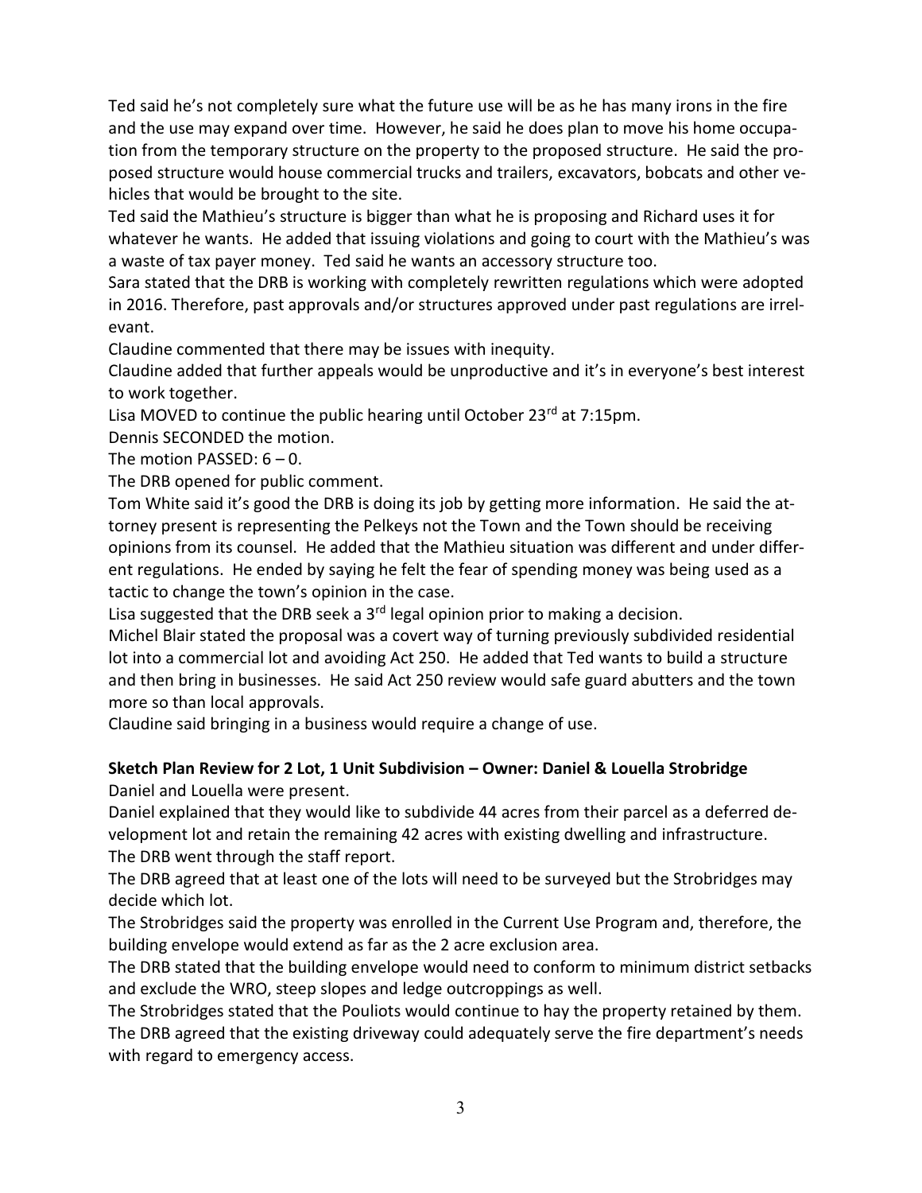Ted said he's not completely sure what the future use will be as he has many irons in the fire and the use may expand over time. However, he said he does plan to move his home occupation from the temporary structure on the property to the proposed structure. He said the proposed structure would house commercial trucks and trailers, excavators, bobcats and other vehicles that would be brought to the site.

Ted said the Mathieu's structure is bigger than what he is proposing and Richard uses it for whatever he wants. He added that issuing violations and going to court with the Mathieu's was a waste of tax payer money. Ted said he wants an accessory structure too.

Sara stated that the DRB is working with completely rewritten regulations which were adopted in 2016. Therefore, past approvals and/or structures approved under past regulations are irrelevant.

Claudine commented that there may be issues with inequity.

Claudine added that further appeals would be unproductive and it's in everyone's best interest to work together.

Lisa MOVED to continue the public hearing until October 23rd at 7:15pm.

Dennis SECONDED the motion.

The motion PASSED: 6 – 0.

The DRB opened for public comment.

Tom White said it's good the DRB is doing its job by getting more information. He said the attorney present is representing the Pelkeys not the Town and the Town should be receiving opinions from its counsel. He added that the Mathieu situation was different and under different regulations. He ended by saying he felt the fear of spending money was being used as a tactic to change the town's opinion in the case.

Lisa suggested that the DRB seek a 3rd legal opinion prior to making a decision.

Michel Blair stated the proposal was a covert way of turning previously subdivided residential lot into a commercial lot and avoiding Act 250. He added that Ted wants to build a structure and then bring in businesses. He said Act 250 review would safe guard abutters and the town more so than local approvals.

Claudine said bringing in a business would require a change of use.

**Sketch Plan Review for 2 Lot, 1 Unit Subdivision – Owner: Daniel & Louella Strobridge**

Daniel and Louella were present.

Daniel explained that they would like to subdivide 44 acres from their parcel as a deferred development lot and retain the remaining 42 acres with existing dwelling and infrastructure.

The DRB went through the staff report.

The DRB agreed that at least one of the lots will need to be surveyed but the Strobridges may decide which lot.

The Strobridges said the property was enrolled in the Current Use Program and, therefore, the building envelope would extend as far as the 2 acre exclusion area.

The DRB stated that the building envelope would need to conform to minimum district setbacks and exclude the WRO, steep slopes and ledge outcroppings as well.

The Strobridges stated that the Pouliots would continue to hay the property retained by them.

The DRB agreed that the existing driveway could adequately serve the fire department's needs with regard to emergency access.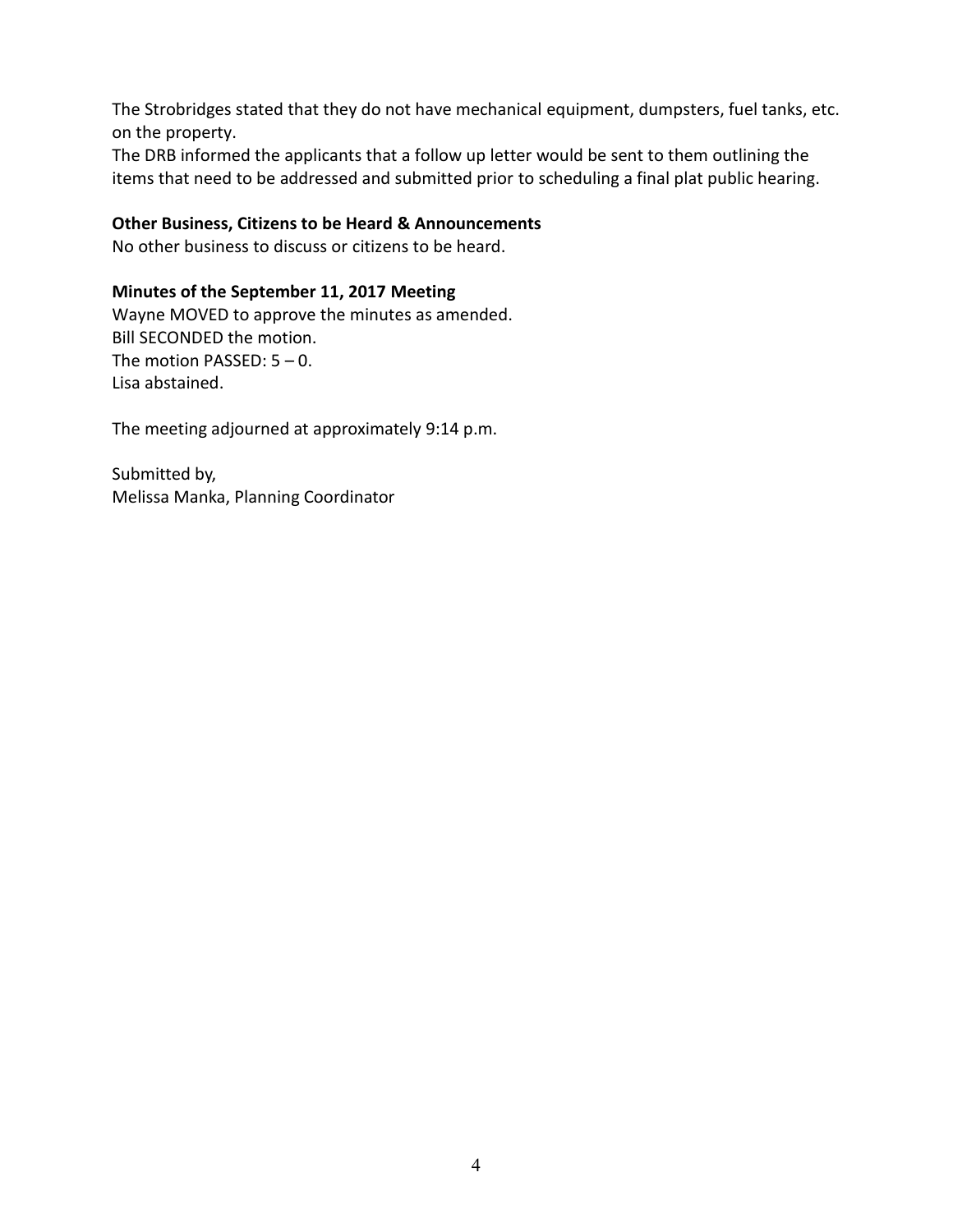The Strobridges stated that they do not have mechanical equipment, dumpsters, fuel tanks, etc. on the property.
The DRB informed the applicants that a follow up letter would be sent to them outlining the items that need to be addressed and submitted prior to scheduling a final plat public hearing.

**Other Business, Citizens to be Heard & Announcements**
No other business to discuss or citizens to be heard.

**Minutes of the September 11, 2017 Meeting**
Wayne MOVED to approve the minutes as amended.
Bill SECONDED the motion.
The motion PASSED: 5 – 0.
Lisa abstained.

The meeting adjourned at approximately 9:14 p.m.

Submitted by,
Melissa Manka, Planning Coordinator